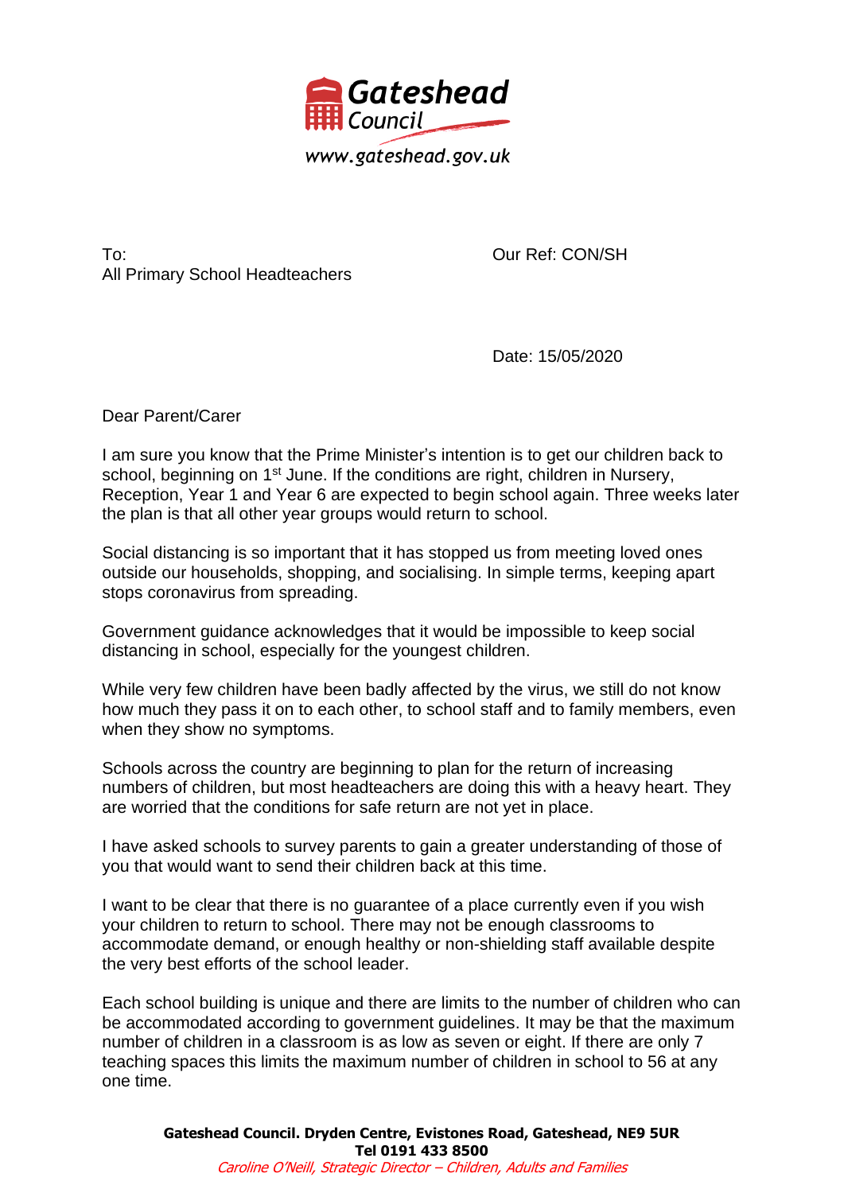Gateshead Council

www.gateshead.gov.uk

To:
All Primary School Headteachers

Our Ref: CON/SH

Date: 15/05/2020

Dear Parent/Carer

I am sure you know that the Prime Minister's intention is to get our children back to school, beginning on 1st June. If the conditions are right, children in Nursery, Reception, Year 1 and Year 6 are expected to begin school again. Three weeks later the plan is that all other year groups would return to school.

Social distancing is so important that it has stopped us from meeting loved ones outside our households, shopping, and socialising. In simple terms, keeping apart stops coronavirus from spreading.

Government guidance acknowledges that it would be impossible to keep social distancing in school, especially for the youngest children.

While very few children have been badly affected by the virus, we still do not know how much they pass it on to each other, to school staff and to family members, even when they show no symptoms.

Schools across the country are beginning to plan for the return of increasing numbers of children, but most headteachers are doing this with a heavy heart. They are worried that the conditions for safe return are not yet in place.

I have asked schools to survey parents to gain a greater understanding of those of you that would want to send their children back at this time.

I want to be clear that there is no guarantee of a place currently even if you wish your children to return to school. There may not be enough classrooms to accommodate demand, or enough healthy or non-shielding staff available despite the very best efforts of the school leader.

Each school building is unique and there are limits to the number of children who can be accommodated according to government guidelines. It may be that the maximum number of children in a classroom is as low as seven or eight. If there are only 7 teaching spaces this limits the maximum number of children in school to 56 at any one time.

**Gateshead Council. Dryden Centre, Evistones Road, Gateshead, NE9 5UR**
**Tel 0191 433 8500**
*Caroline O'Neill, Strategic Director – Children, Adults and Families*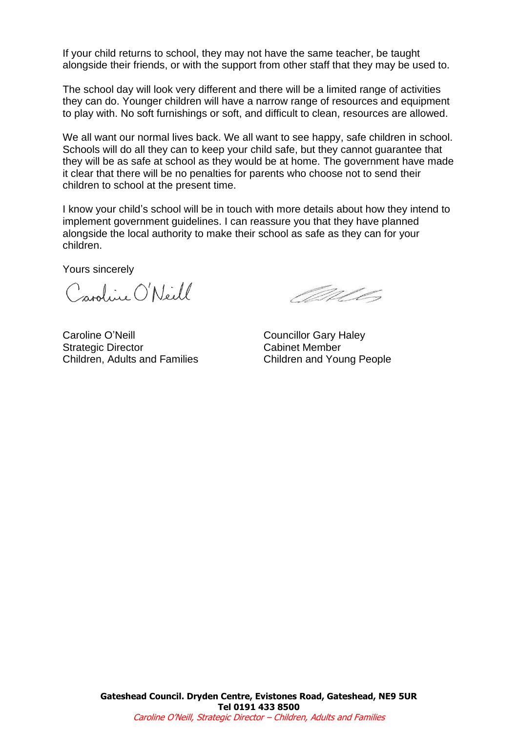If your child returns to school, they may not have the same teacher, be taught alongside their friends, or with the support from other staff that they may be used to.

The school day will look very different and there will be a limited range of activities they can do. Younger children will have a narrow range of resources and equipment to play with. No soft furnishings or soft, and difficult to clean, resources are allowed.

We all want our normal lives back. We all want to see happy, safe children in school. Schools will do all they can to keep your child safe, but they cannot guarantee that they will be as safe at school as they would be at home. The government have made it clear that there will be no penalties for parents who choose not to send their children to school at the present time.

I know your child's school will be in touch with more details about how they intend to implement government guidelines. I can reassure you that they have planned alongside the local authority to make their school as safe as they can for your children.

Yours sincerely

Caroline O'Neill
Strategic Director
Children, Adults and Families

Councillor Gary Haley
Cabinet Member
Children and Young People

**Gateshead Council. Dryden Centre, Evistones Road, Gateshead, NE9 5UR**
**Tel 0191 433 8500**
*Caroline O'Neill, Strategic Director – Children, Adults and Families*